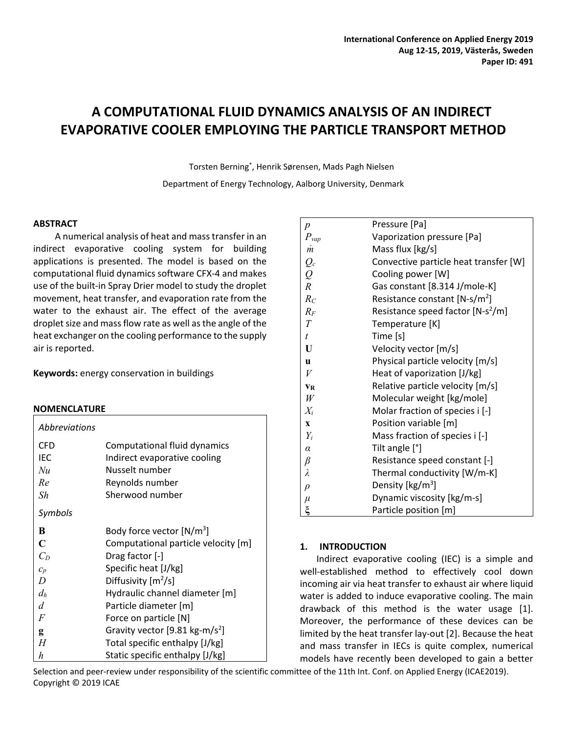# A COMPUTATIONAL FLUID DYNAMICS ANALYSIS OF AN INDIRECT EVAPORATIVE COOLER EMPLOYING THE PARTICLE TRANSPORT METHOD

Torsten Berning*, Henrik Sørensen, Mads Pagh Nielsen

Department of Energy Technology, Aalborg University, Denmark

## ABSTRACT

A numerical analysis of heat and mass transfer in an indirect evaporative cooling system for building applications is presented. The model is based on the computational fluid dynamics software CFX-4 and makes use of the built-in Spray Drier model to study the droplet movement, heat transfer, and evaporation rate from the water to the exhaust air. The effect of the average droplet size and mass flow rate as well as the angle of the heat exchanger on the cooling performance to the supply air is reported.

**Keywords:** energy conservation in buildings

## NOMENCLATURE

| | |
|---|---|
| *Abbreviations* | |
| CFD | Computational fluid dynamics |
| IEC | Indirect evaporative cooling |
| $Nu$ | Nusselt number |
| $Re$ | Reynolds number |
| $Sh$ | Sherwood number |
| *Symbols* | |
| $\mathbf{B}$ | Body force vector [N/m$^3$] |
| $\mathbf{C}$ | Computational particle velocity [m] |
| $C_D$ | Drag factor [-] |
| $c_p$ | Specific heat [J/kg] |
| $D$ | Diffusivity [m$^2$/s] |
| $d_h$ | Hydraulic channel diameter [m] |
| $d$ | Particle diameter [m] |
| $F$ | Force on particle [N] |
| $\mathbf{g}$ | Gravity vector [9.81 kg-m/s$^2$] |
| $H$ | Total specific enthalpy [J/kg] |
| $h$ | Static specific enthalpy [J/kg] |
| $p$ | Pressure [Pa] |
| $P_{vap}$ | Vaporization pressure [Pa] |
| $\dot{m}$ | Mass flux [kg/s] |
| $Q_c$ | Convective particle heat transfer [W] |
| $Q$ | Cooling power [W] |
| $R$ | Gas constant [8.314 J/mole-K] |
| $R_C$ | Resistance constant [N-s/m$^2$] |
| $R_F$ | Resistance speed factor [N-s$^2$/m] |
| $T$ | Temperature [K] |
| $t$ | Time [s] |
| $\mathbf{U}$ | Velocity vector [m/s] |
| $\mathbf{u}$ | Physical particle velocity [m/s] |
| $V$ | Heat of vaporization [J/kg] |
| $\mathbf{v_R}$ | Relative particle velocity [m/s] |
| $W$ | Molecular weight [kg/mole] |
| $X_i$ | Molar fraction of species i [-] |
| $\mathbf{x}$ | Position variable [m] |
| $Y_i$ | Mass fraction of species i [-] |
| $\alpha$ | Tilt angle [°] |
| $\beta$ | Resistance speed constant [-] |
| $\lambda$ | Thermal conductivity [W/m-K] |
| $\rho$ | Density [kg/m$^3$] |
| $\mu$ | Dynamic viscosity [kg/m-s] |
| $\xi$ | Particle position [m] |

## 1. INTRODUCTION

Indirect evaporative cooling (IEC) is a simple and well-established method to effectively cool down incoming air via heat transfer to exhaust air where liquid water is added to induce evaporative cooling. The main drawback of this method is the water usage [1]. Moreover, the performance of these devices can be limited by the heat transfer lay-out [2]. Because the heat and mass transfer in IECs is quite complex, numerical models have recently been developed to gain a better

Selection and peer-review under responsibility of the scientific committee of the 11th Int. Conf. on Applied Energy (ICAE2019).
Copyright © 2019 ICAE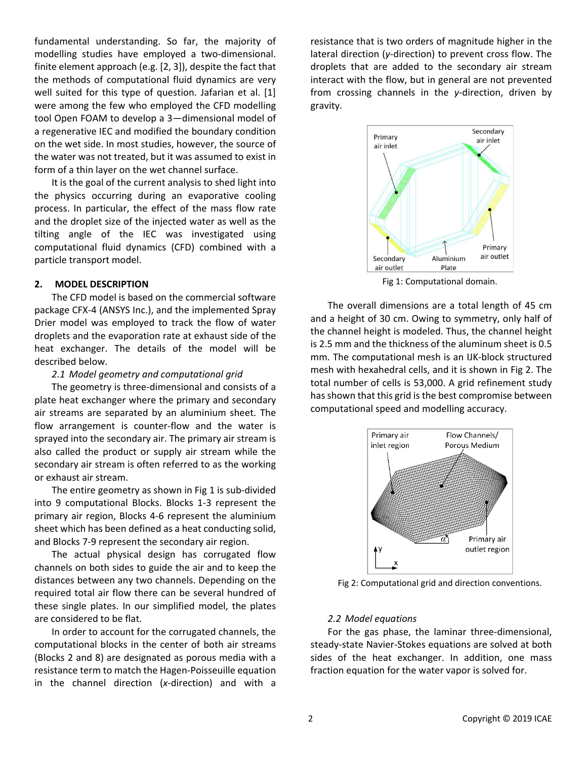fundamental understanding. So far, the majority of modelling studies have employed a two-dimensional. finite element approach (e.g. [2, 3]), despite the fact that the methods of computational fluid dynamics are very well suited for this type of question. Jafarian et al. [1] were among the few who employed the CFD modelling tool Open FOAM to develop a 3—dimensional model of a regenerative IEC and modified the boundary condition on the wet side. In most studies, however, the source of the water was not treated, but it was assumed to exist in form of a thin layer on the wet channel surface.

It is the goal of the current analysis to shed light into the physics occurring during an evaporative cooling process. In particular, the effect of the mass flow rate and the droplet size of the injected water as well as the tilting angle of the IEC was investigated using computational fluid dynamics (CFD) combined with a particle transport model.

## 2. MODEL DESCRIPTION

The CFD model is based on the commercial software package CFX-4 (ANSYS Inc.), and the implemented Spray Drier model was employed to track the flow of water droplets and the evaporation rate at exhaust side of the heat exchanger. The details of the model will be described below.

### *2.1 Model geometry and computational grid*

The geometry is three-dimensional and consists of a plate heat exchanger where the primary and secondary air streams are separated by an aluminium sheet. The flow arrangement is counter-flow and the water is sprayed into the secondary air. The primary air stream is also called the product or supply air stream while the secondary air stream is often referred to as the working or exhaust air stream.

The entire geometry as shown in Fig 1 is sub-divided into 9 computational Blocks. Blocks 1-3 represent the primary air region, Blocks 4-6 represent the aluminium sheet which has been defined as a heat conducting solid, and Blocks 7-9 represent the secondary air region.

The actual physical design has corrugated flow channels on both sides to guide the air and to keep the distances between any two channels. Depending on the required total air flow there can be several hundred of these single plates. In our simplified model, the plates are considered to be flat.

In order to account for the corrugated channels, the computational blocks in the center of both air streams (Blocks 2 and 8) are designated as porous media with a resistance term to match the Hagen-Poisseuille equation in the channel direction (*x*-direction) and with a resistance that is two orders of magnitude higher in the lateral direction (*y*-direction) to prevent cross flow. The droplets that are added to the secondary air stream interact with the flow, but in general are not prevented from crossing channels in the *y*-direction, driven by gravity.

Primary air inlet | Secondary air inlet | Secondary air outlet | Aluminium Plate | Primary air outlet

Fig 1: Computational domain.

The overall dimensions are a total length of 45 cm and a height of 30 cm. Owing to symmetry, only half of the channel height is modeled. Thus, the channel height is 2.5 mm and the thickness of the aluminum sheet is 0.5 mm. The computational mesh is an IJK-block structured mesh with hexahedral cells, and it is shown in Fig 2. The total number of cells is 53,000. A grid refinement study has shown that this grid is the best compromise between computational speed and modelling accuracy.

Primary air inlet region | Flow Channels/ Porous Medium | $\alpha$ | Primary air outlet region | y | x

Fig 2: Computational grid and direction conventions.

### *2.2 Model equations*

For the gas phase, the laminar three-dimensional, steady-state Navier-Stokes equations are solved at both sides of the heat exchanger. In addition, one mass fraction equation for the water vapor is solved for.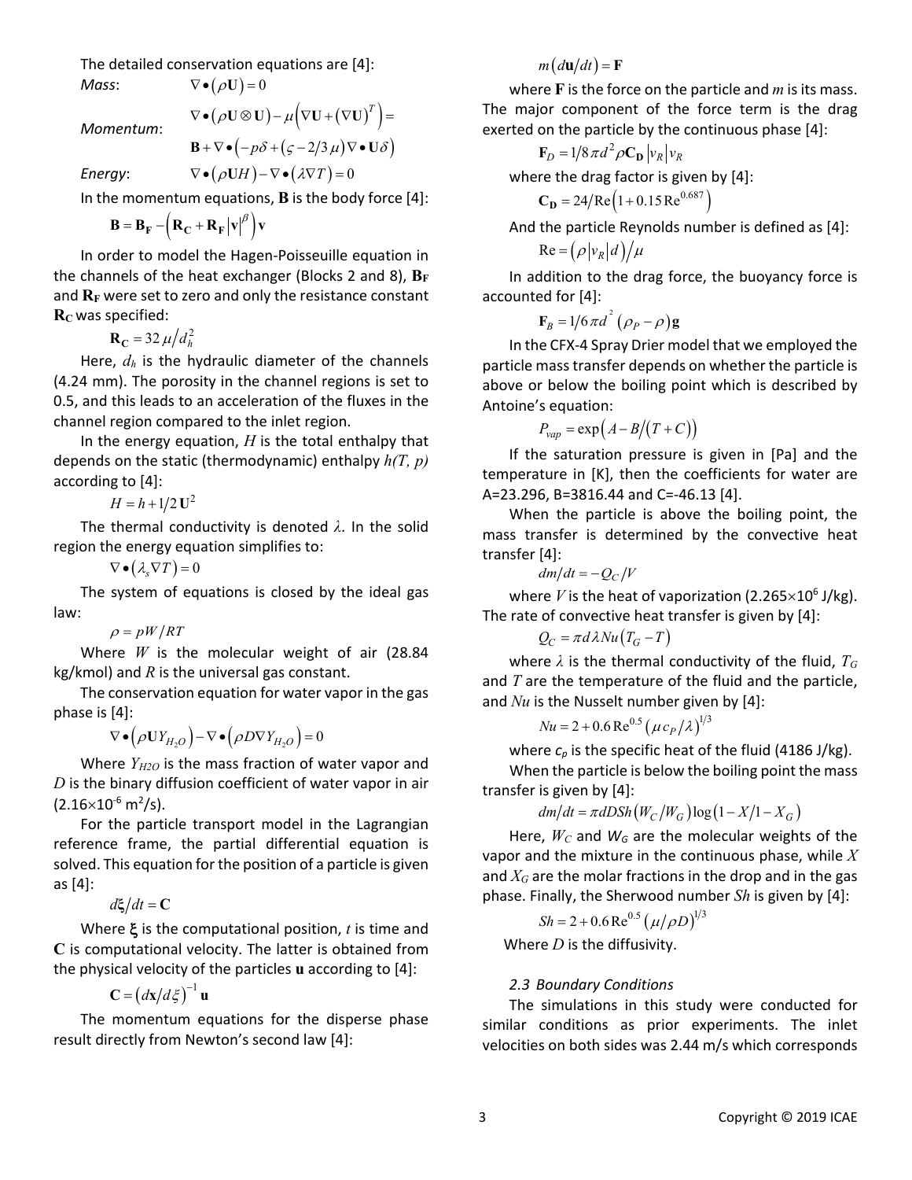The detailed conservation equations are [4]:

*Mass*: $\nabla \bullet (\rho \mathbf{U}) = 0$

*Momentum*:

$$\nabla \bullet (\rho \mathbf{U} \otimes \mathbf{U}) - \mu \left( \nabla \mathbf{U} + (\nabla \mathbf{U})^T \right) = \mathbf{B} + \nabla \bullet \left( -p\delta + (\varsigma - 2/3\,\mu) \nabla \bullet \mathbf{U}\delta \right)$$

*Energy*: $\nabla \bullet (\rho \mathbf{U} H) - \nabla \bullet (\lambda \nabla T) = 0$

In the momentum equations, $\mathbf{B}$ is the body force [4]:

$$\mathbf{B} = \mathbf{B_F} - \left( \mathbf{R_C} + \mathbf{R_F} |\mathbf{v}|^{\beta} \right) \mathbf{v}$$

In order to model the Hagen-Poisseuille equation in the channels of the heat exchanger (Blocks 2 and 8), $\mathbf{B_F}$ and $\mathbf{R_F}$ were set to zero and only the resistance constant $\mathbf{R_C}$ was specified:

$$\mathbf{R_C} = 32\,\mu / d_h^2$$

Here, $d_h$ is the hydraulic diameter of the channels (4.24 mm). The porosity in the channel regions is set to 0.5, and this leads to an acceleration of the fluxes in the channel region compared to the inlet region.

In the energy equation, $H$ is the total enthalpy that depends on the static (thermodynamic) enthalpy $h(T,\,p)$ according to [4]:

$$H = h + 1/2\,\mathbf{U}^2$$

The thermal conductivity is denoted $\lambda$. In the solid region the energy equation simplifies to:

$$\nabla \bullet (\lambda_s \nabla T) = 0$$

The system of equations is closed by the ideal gas law:

$$\rho = pW/RT$$

Where $W$ is the molecular weight of air (28.84 kg/kmol) and $R$ is the universal gas constant.

The conservation equation for water vapor in the gas phase is [4]:

$$\nabla \bullet \left( \rho \mathbf{U} Y_{H_2O} \right) - \nabla \bullet \left( \rho D \nabla Y_{H_2O} \right) = 0$$

Where $Y_{H2O}$ is the mass fraction of water vapor and $D$ is the binary diffusion coefficient of water vapor in air ($2.16\times10^{-6}$ m$^2$/s).

For the particle transport model in the Lagrangian reference frame, the partial differential equation is solved. This equation for the position of a particle is given as [4]:

$$d\boldsymbol{\xi}/dt = \mathbf{C}$$

Where $\boldsymbol{\xi}$ is the computational position, $t$ is time and $\mathbf{C}$ is computational velocity. The latter is obtained from the physical velocity of the particles $\mathbf{u}$ according to [4]:

$$\mathbf{C} = \left( d\mathbf{x}/d\xi \right)^{-1} \mathbf{u}$$

The momentum equations for the disperse phase result directly from Newton's second law [4]:

$$m \left( d\mathbf{u}/dt \right) = \mathbf{F}$$

where $\mathbf{F}$ is the force on the particle and $m$ is its mass. The major component of the force term is the drag exerted on the particle by the continuous phase [4]:

$$\mathbf{F}_D = 1/8\,\pi d^2 \rho \mathbf{C_D} |v_R| v_R$$

where the drag factor is given by [4]:

$$\mathbf{C_D} = 24/\mathrm{Re} \left( 1 + 0.15\,\mathrm{Re}^{0.687} \right)$$

And the particle Reynolds number is defined as [4]:

$$\mathrm{Re} = \left( \rho |v_R| d \right) / \mu$$

In addition to the drag force, the buoyancy force is accounted for [4]:

$$\mathbf{F}_B = 1/6\,\pi d^2 \left( \rho_P - \rho \right) \mathbf{g}$$

In the CFX-4 Spray Drier model that we employed the particle mass transfer depends on whether the particle is above or below the boiling point which is described by Antoine's equation:

$$P_{vap} = \exp \left( A - B / (T + C) \right)$$

If the saturation pressure is given in [Pa] and the temperature in [K], then the coefficients for water are A=23.296, B=3816.44 and C=-46.13 [4].

When the particle is above the boiling point, the mass transfer is determined by the convective heat transfer [4]:

$$dm/dt = -Q_C / V$$

where $V$ is the heat of vaporization ($2.265\times10^6$ J/kg). The rate of convective heat transfer is given by [4]:

$$Q_C = \pi d \lambda Nu \left( T_G - T \right)$$

where $\lambda$ is the thermal conductivity of the fluid, $T_G$ and $T$ are the temperature of the fluid and the particle, and $Nu$ is the Nusselt number given by [4]:

$$Nu = 2 + 0.6\,\mathrm{Re}^{0.5} \left( \mu c_P / \lambda \right)^{1/3}$$

where $c_p$ is the specific heat of the fluid (4186 J/kg).

When the particle is below the boiling point the mass transfer is given by [4]:

$$dm/dt = \pi d D Sh \left( W_C / W_G \right) \log \left( 1 - X / 1 - X_G \right)$$

Here, $W_C$ and $W_G$ are the molecular weights of the vapor and the mixture in the continuous phase, while $X$ and $X_G$ are the molar fractions in the drop and in the gas phase. Finally, the Sherwood number $Sh$ is given by [4]:

$$Sh = 2 + 0.6\,\mathrm{Re}^{0.5} \left( \mu / \rho D \right)^{1/3}$$

Where $D$ is the diffusivity.

### 2.3 Boundary Conditions

The simulations in this study were conducted for similar conditions as prior experiments. The inlet velocities on both sides was 2.44 m/s which corresponds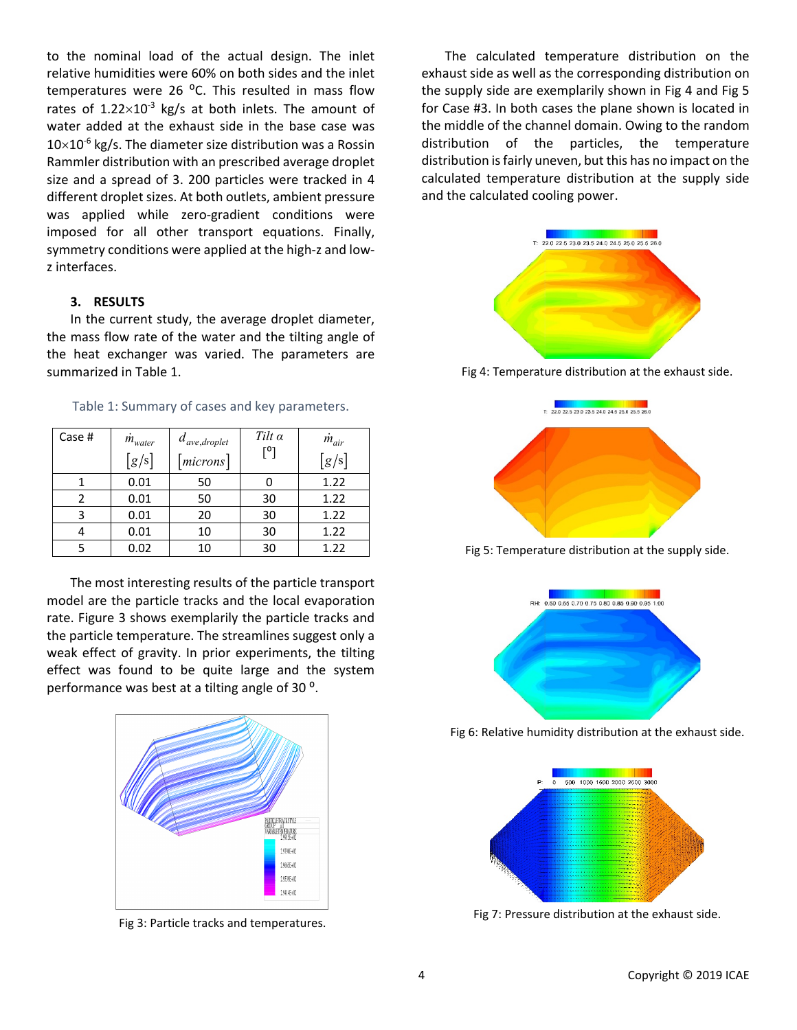to the nominal load of the actual design. The inlet relative humidities were 60% on both sides and the inlet temperatures were 26 $^{o}$C. This resulted in mass flow rates of $1.22\times10^{-3}$ kg/s at both inlets. The amount of water added at the exhaust side in the base case was $10\times10^{-6}$ kg/s. The diameter size distribution was a Rossin Rammler distribution with an prescribed average droplet size and a spread of 3. 200 particles were tracked in 4 different droplet sizes. At both outlets, ambient pressure was applied while zero-gradient conditions were imposed for all other transport equations. Finally, symmetry conditions were applied at the high-z and low-z interfaces.

### 3. RESULTS

In the current study, the average droplet diameter, the mass flow rate of the water and the tilting angle of the heat exchanger was varied. The parameters are summarized in Table 1.

Table 1: Summary of cases and key parameters.

| Case # | $\dot{m}_{water}$ $[g/s]$ | $d_{ave,droplet}$ $[microns]$ | Tilt $\alpha$ $[^o]$ | $\dot{m}_{air}$ $[g/s]$ |
|---|---|---|---|---|
| 1 | 0.01 | 50 | 0 | 1.22 |
| 2 | 0.01 | 50 | 30 | 1.22 |
| 3 | 0.01 | 20 | 30 | 1.22 |
| 4 | 0.01 | 10 | 30 | 1.22 |
| 5 | 0.02 | 10 | 30 | 1.22 |

The most interesting results of the particle transport model are the particle tracks and the local evaporation rate. Figure 3 shows exemplarily the particle tracks and the particle temperature. The streamlines suggest only a weak effect of gravity. In prior experiments, the tilting effect was found to be quite large and the system performance was best at a tilting angle of 30 $^{o}$.

Fig 3: Particle tracks and temperatures.

The calculated temperature distribution on the exhaust side as well as the corresponding distribution on the supply side are exemplarily shown in Fig 4 and Fig 5 for Case #3. In both cases the plane shown is located in the middle of the channel domain. Owing to the random distribution of the particles, the temperature distribution is fairly uneven, but this has no impact on the calculated temperature distribution at the supply side and the calculated cooling power.

Fig 4: Temperature distribution at the exhaust side.

Fig 5: Temperature distribution at the supply side.

Fig 6: Relative humidity distribution at the exhaust side.

Fig 7: Pressure distribution at the exhaust side.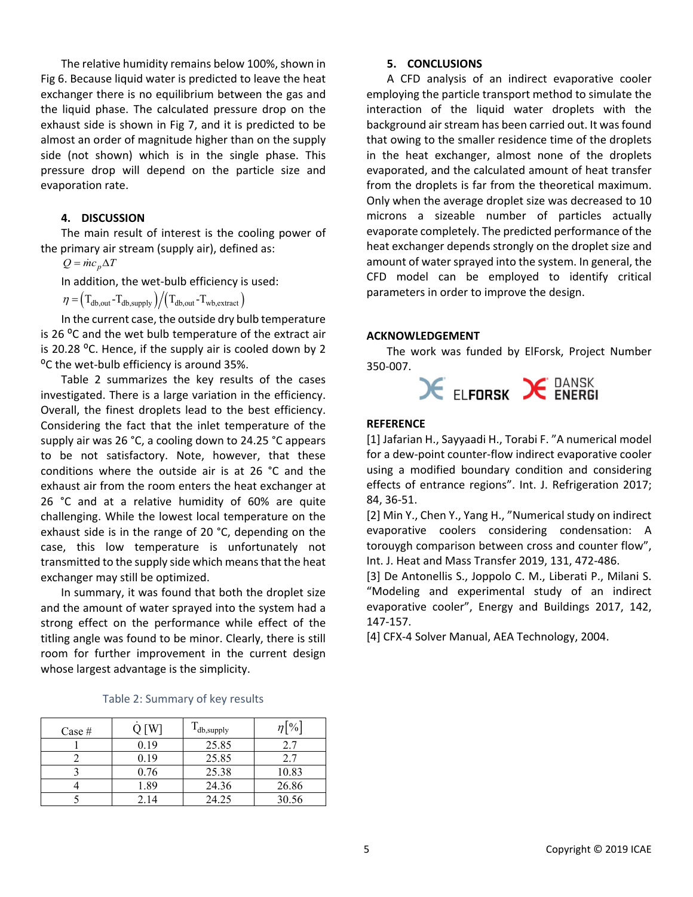The relative humidity remains below 100%, shown in Fig 6. Because liquid water is predicted to leave the heat exchanger there is no equilibrium between the gas and the liquid phase. The calculated pressure drop on the exhaust side is shown in Fig 7, and it is predicted to be almost an order of magnitude higher than on the supply side (not shown) which is in the single phase. This pressure drop will depend on the particle size and evaporation rate.

## 4. DISCUSSION

The main result of interest is the cooling power of the primary air stream (supply air), defined as:

$$Q = \dot{m} c_p \Delta T$$

In addition, the wet-bulb efficiency is used:

$$\eta = \left(T_{db,out} - T_{db,supply}\right) / \left(T_{db,out} - T_{wb,extract}\right)$$

In the current case, the outside dry bulb temperature is 26 °C and the wet bulb temperature of the extract air is 20.28 °C. Hence, if the supply air is cooled down by 2 °C the wet-bulb efficiency is around 35%.

Table 2 summarizes the key results of the cases investigated. There is a large variation in the efficiency. Overall, the finest droplets lead to the best efficiency. Considering the fact that the inlet temperature of the supply air was 26 °C, a cooling down to 24.25 °C appears to be not satisfactory. Note, however, that these conditions where the outside air is at 26 °C and the exhaust air from the room enters the heat exchanger at 26 °C and at a relative humidity of 60% are quite challenging. While the lowest local temperature on the exhaust side is in the range of 20 °C, depending on the case, this low temperature is unfortunately not transmitted to the supply side which means that the heat exchanger may still be optimized.

In summary, it was found that both the droplet size and the amount of water sprayed into the system had a strong effect on the performance while effect of the titling angle was found to be minor. Clearly, there is still room for further improvement in the current design whose largest advantage is the simplicity.

Table 2: Summary of key results

| Case # | $\dot{Q}$ [W] | $T_{db,supply}$ | $\eta[\%]$ |
|---|---|---|---|
| 1 | 0.19 | 25.85 | 2.7 |
| 2 | 0.19 | 25.85 | 2.7 |
| 3 | 0.76 | 25.38 | 10.83 |
| 4 | 1.89 | 24.36 | 26.86 |
| 5 | 2.14 | 24.25 | 30.56 |

## 5. CONCLUSIONS

A CFD analysis of an indirect evaporative cooler employing the particle transport method to simulate the interaction of the liquid water droplets with the background air stream has been carried out. It was found that owing to the smaller residence time of the droplets in the heat exchanger, almost none of the droplets evaporated, and the calculated amount of heat transfer from the droplets is far from the theoretical maximum. Only when the average droplet size was decreased to 10 microns a sizeable number of particles actually evaporate completely. The predicted performance of the heat exchanger depends strongly on the droplet size and amount of water sprayed into the system. In general, the CFD model can be employed to identify critical parameters in order to improve the design.

## ACKNOWLEDGEMENT

The work was funded by ElForsk, Project Number 350-007.

ELFORSK DANSK ENERGI

## REFERENCE

[1] Jafarian H., Sayyaadi H., Torabi F. "A numerical model for a dew-point counter-flow indirect evaporative cooler using a modified boundary condition and considering effects of entrance regions". Int. J. Refrigeration 2017; 84, 36-51.

[2] Min Y., Chen Y., Yang H., "Numerical study on indirect evaporative coolers considering condensation: A torouygh comparison between cross and counter flow", Int. J. Heat and Mass Transfer 2019, 131, 472-486.

[3] De Antonellis S., Joppolo C. M., Liberati P., Milani S. "Modeling and experimental study of an indirect evaporative cooler", Energy and Buildings 2017, 142, 147-157.

[4] CFX-4 Solver Manual, AEA Technology, 2004.